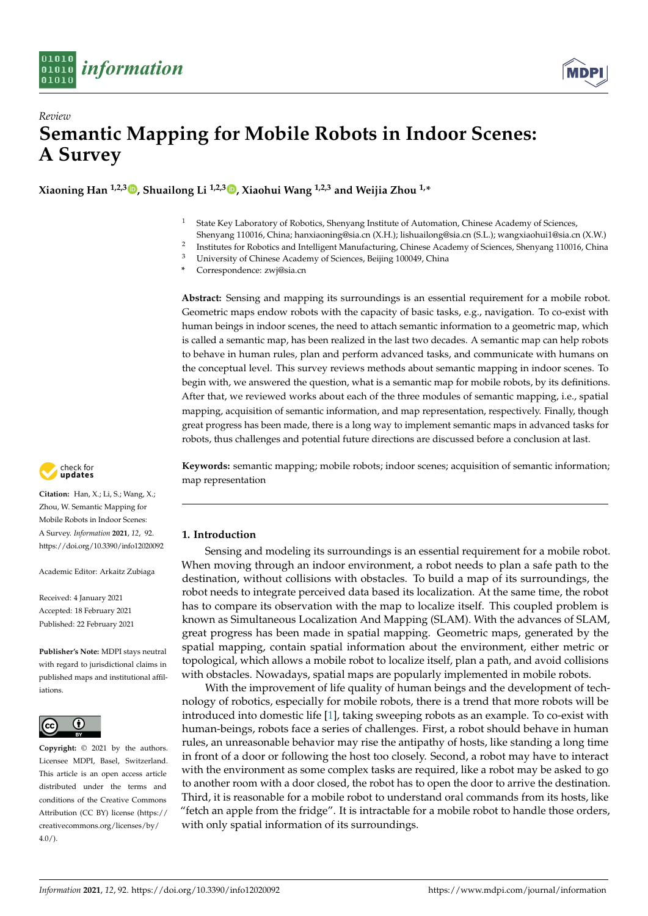*Review*

# Semantic Mapping for Mobile Robots in Indoor Scenes: A Survey

**Xiaoning Han [1,2,3], Shuailong Li [1,2,3], Xiaohui Wang [1,2,3] and Weijia Zhou [1,*]**

[1] State Key Laboratory of Robotics, Shenyang Institute of Automation, Chinese Academy of Sciences, Shenyang 110016, China; hanxiaoning@sia.cn (X.H.); lishuailong@sia.cn (S.L.); wangxiaohui1@sia.cn (X.W.)
[2] Institutes for Robotics and Intelligent Manufacturing, Chinese Academy of Sciences, Shenyang 110016, China
[3] University of Chinese Academy of Sciences, Beijing 100049, China
[*] Correspondence: zwj@sia.cn

**Abstract:** Sensing and mapping its surroundings is an essential requirement for a mobile robot. Geometric maps endow robots with the capacity of basic tasks, e.g., navigation. To co-exist with human beings in indoor scenes, the need to attach semantic information to a geometric map, which is called a semantic map, has been realized in the last two decades. A semantic map can help robots to behave in human rules, plan and perform advanced tasks, and communicate with humans on the conceptual level. This survey reviews methods about semantic mapping in indoor scenes. To begin with, we answered the question, what is a semantic map for mobile robots, by its definitions. After that, we reviewed works about each of the three modules of semantic mapping, i.e., spatial mapping, acquisition of semantic information, and map representation, respectively. Finally, though great progress has been made, there is a long way to implement semantic maps in advanced tasks for robots, thus challenges and potential future directions are discussed before a conclusion at last.

**Keywords:** semantic mapping; mobile robots; indoor scenes; acquisition of semantic information; map representation

**Citation:** Han, X.; Li, S.; Wang, X.; Zhou, W. Semantic Mapping for Mobile Robots in Indoor Scenes: A Survey. *Information* **2021**, *12*, 92. https://doi.org/10.3390/info12020092

Academic Editor: Arkaitz Zubiaga

Received: 4 January 2021
Accepted: 18 February 2021
Published: 22 February 2021

**Publisher's Note:** MDPI stays neutral with regard to jurisdictional claims in published maps and institutional affiliations.

**Copyright:** © 2021 by the authors. Licensee MDPI, Basel, Switzerland. This article is an open access article distributed under the terms and conditions of the Creative Commons Attribution (CC BY) license (https://creativecommons.org/licenses/by/4.0/).

## 1. Introduction

Sensing and modeling its surroundings is an essential requirement for a mobile robot. When moving through an indoor environment, a robot needs to plan a safe path to the destination, without collisions with obstacles. To build a map of its surroundings, the robot needs to integrate perceived data based its localization. At the same time, the robot has to compare its observation with the map to localize itself. This coupled problem is known as Simultaneous Localization And Mapping (SLAM). With the advances of SLAM, great progress has been made in spatial mapping. Geometric maps, generated by the spatial mapping, contain spatial information about the environment, either metric or topological, which allows a mobile robot to localize itself, plan a path, and avoid collisions with obstacles. Nowadays, spatial maps are popularly implemented in mobile robots.

With the improvement of life quality of human beings and the development of technology of robotics, especially for mobile robots, there is a trend that more robots will be introduced into domestic life [1], taking sweeping robots as an example. To co-exist with human-beings, robots face a series of challenges. First, a robot should behave in human rules, an unreasonable behavior may rise the antipathy of hosts, like standing a long time in front of a door or following the host too closely. Second, a robot may have to interact with the environment as some complex tasks are required, like a robot may be asked to go to another room with a door closed, the robot has to open the door to arrive the destination. Third, it is reasonable for a mobile robot to understand oral commands from its hosts, like "fetch an apple from the fridge". It is intractable for a mobile robot to handle those orders, with only spatial information of its surroundings.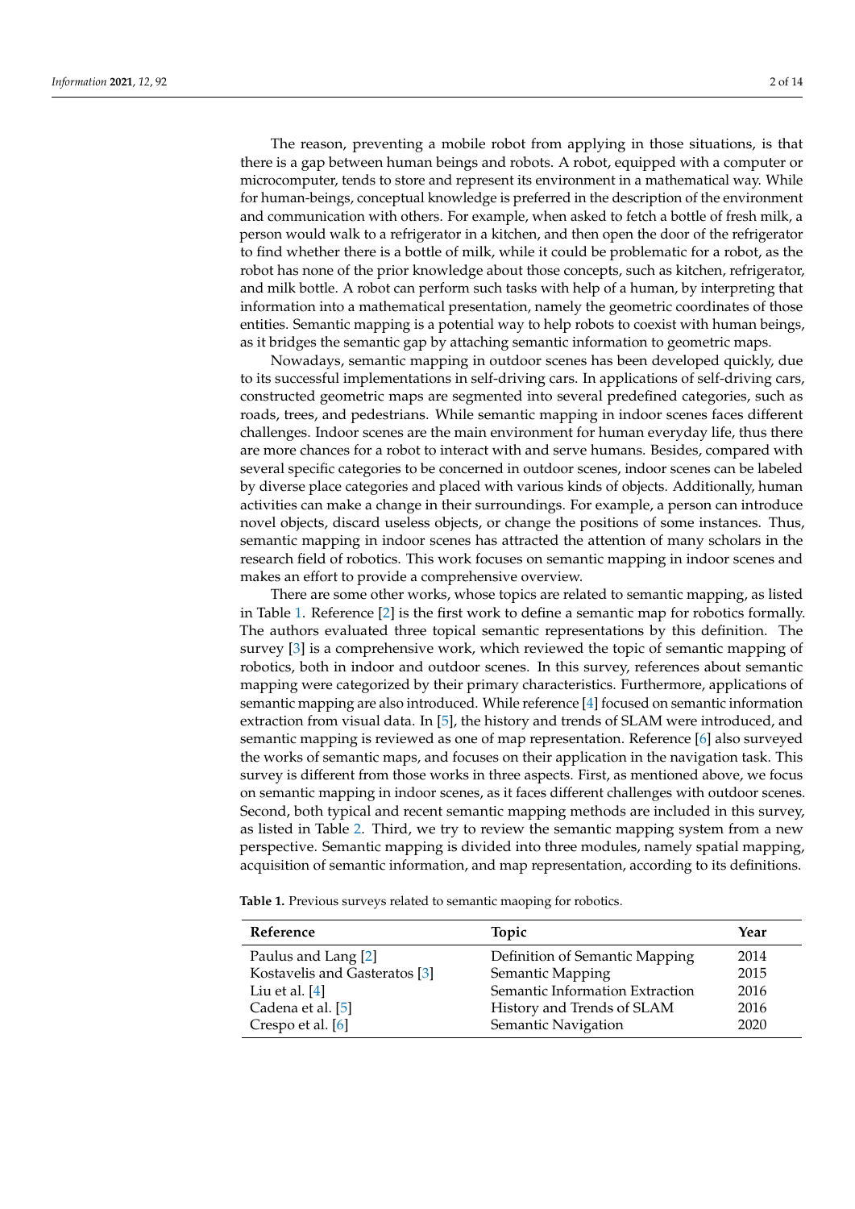The reason, preventing a mobile robot from applying in those situations, is that there is a gap between human beings and robots. A robot, equipped with a computer or microcomputer, tends to store and represent its environment in a mathematical way. While for human-beings, conceptual knowledge is preferred in the description of the environment and communication with others. For example, when asked to fetch a bottle of fresh milk, a person would walk to a refrigerator in a kitchen, and then open the door of the refrigerator to find whether there is a bottle of milk, while it could be problematic for a robot, as the robot has none of the prior knowledge about those concepts, such as kitchen, refrigerator, and milk bottle. A robot can perform such tasks with help of a human, by interpreting that information into a mathematical presentation, namely the geometric coordinates of those entities. Semantic mapping is a potential way to help robots to coexist with human beings, as it bridges the semantic gap by attaching semantic information to geometric maps.

Nowadays, semantic mapping in outdoor scenes has been developed quickly, due to its successful implementations in self-driving cars. In applications of self-driving cars, constructed geometric maps are segmented into several predefined categories, such as roads, trees, and pedestrians. While semantic mapping in indoor scenes faces different challenges. Indoor scenes are the main environment for human everyday life, thus there are more chances for a robot to interact with and serve humans. Besides, compared with several specific categories to be concerned in outdoor scenes, indoor scenes can be labeled by diverse place categories and placed with various kinds of objects. Additionally, human activities can make a change in their surroundings. For example, a person can introduce novel objects, discard useless objects, or change the positions of some instances. Thus, semantic mapping in indoor scenes has attracted the attention of many scholars in the research field of robotics. This work focuses on semantic mapping in indoor scenes and makes an effort to provide a comprehensive overview.

There are some other works, whose topics are related to semantic mapping, as listed in Table 1. Reference [2] is the first work to define a semantic map for robotics formally. The authors evaluated three topical semantic representations by this definition. The survey [3] is a comprehensive work, which reviewed the topic of semantic mapping of robotics, both in indoor and outdoor scenes. In this survey, references about semantic mapping were categorized by their primary characteristics. Furthermore, applications of semantic mapping are also introduced. While reference [4] focused on semantic information extraction from visual data. In [5], the history and trends of SLAM were introduced, and semantic mapping is reviewed as one of map representation. Reference [6] also surveyed the works of semantic maps, and focuses on their application in the navigation task. This survey is different from those works in three aspects. First, as mentioned above, we focus on semantic mapping in indoor scenes, as it faces different challenges with outdoor scenes. Second, both typical and recent semantic mapping methods are included in this survey, as listed in Table 2. Third, we try to review the semantic mapping system from a new perspective. Semantic mapping is divided into three modules, namely spatial mapping, acquisition of semantic information, and map representation, according to its definitions.

**Table 1.** Previous surveys related to semantic maoping for robotics.

| Reference | Topic | Year |
|---|---|---|
| Paulus and Lang [2] | Definition of Semantic Mapping | 2014 |
| Kostavelis and Gasteratos [3] | Semantic Mapping | 2015 |
| Liu et al. [4] | Semantic Information Extraction | 2016 |
| Cadena et al. [5] | History and Trends of SLAM | 2016 |
| Crespo et al. [6] | Semantic Navigation | 2020 |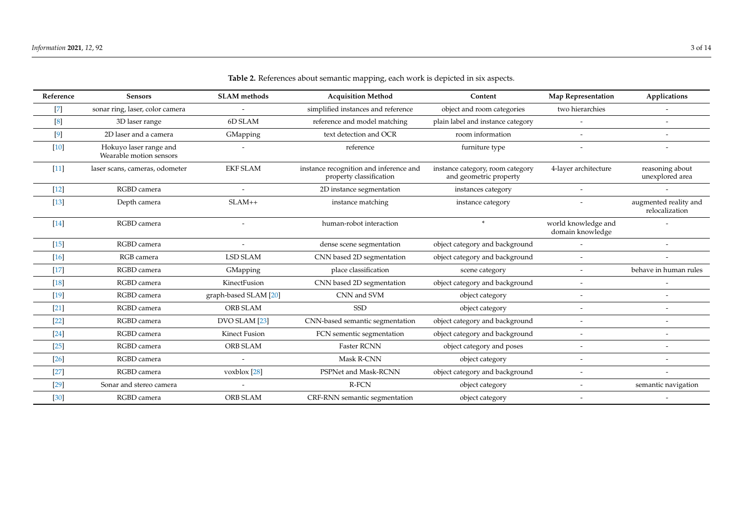**Table 2.** References about semantic mapping, each work is depicted in six aspects.

| Reference | Sensors | SLAM methods | Acquisition Method | Content | Map Representation | Applications |
|---|---|---|---|---|---|---|
| [7] | sonar ring, laser, color camera | - | simplified instances and reference | object and room categories | two hierarchies | - |
| [8] | 3D laser range | 6D SLAM | reference and model matching | plain label and instance category | - | - |
| [9] | 2D laser and a camera | GMapping | text detection and OCR | room information | - | - |
| [10] | Hokuyo laser range and Wearable motion sensors | - | reference | furniture type | - | - |
| [11] | laser scans, cameras, odometer | EKF SLAM | instance recognition and inference and property classification | instance category, room category and geometric property | 4-layer architecture | reasoning about unexplored area |
| [12] | RGBD camera | - | 2D instance segmentation | instances category | - | - |
| [13] | Depth camera | SLAM++ | instance matching | instance category | - | augmented reality and relocalization |
| [14] | RGBD camera | - | human-robot interaction | * | world knowledge and domain knowledge | - |
| [15] | RGBD camera | - | dense scene segmentation | object category and background | - | - |
| [16] | RGB camera | LSD SLAM | CNN based 2D segmentation | object category and background | - | - |
| [17] | RGBD camera | GMapping | place classification | scene category | - | behave in human rules |
| [18] | RGBD camera | KinectFusion | CNN based 2D segmentation | object category and background | - | - |
| [19] | RGBD camera | graph-based SLAM [20] | CNN and SVM | object category | - | - |
| [21] | RGBD camera | ORB SLAM | SSD | object category | - | - |
| [22] | RGBD camera | DVO SLAM [23] | CNN-based semantic segmentation | object category and background | - | - |
| [24] | RGBD camera | Kinect Fusion | FCN sementic segmentation | object category and background | - | - |
| [25] | RGBD camera | ORB SLAM | Faster RCNN | object category and poses | - | - |
| [26] | RGBD camera | - | Mask R-CNN | object category | - | - |
| [27] | RGBD camera | voxblox [28] | PSPNet and Mask-RCNN | object category and background | - | - |
| [29] | Sonar and stereo camera | - | R-FCN | object category | - | semantic navigation |
| [30] | RGBD camera | ORB SLAM | CRF-RNN semantic segmentation | object category | - | - |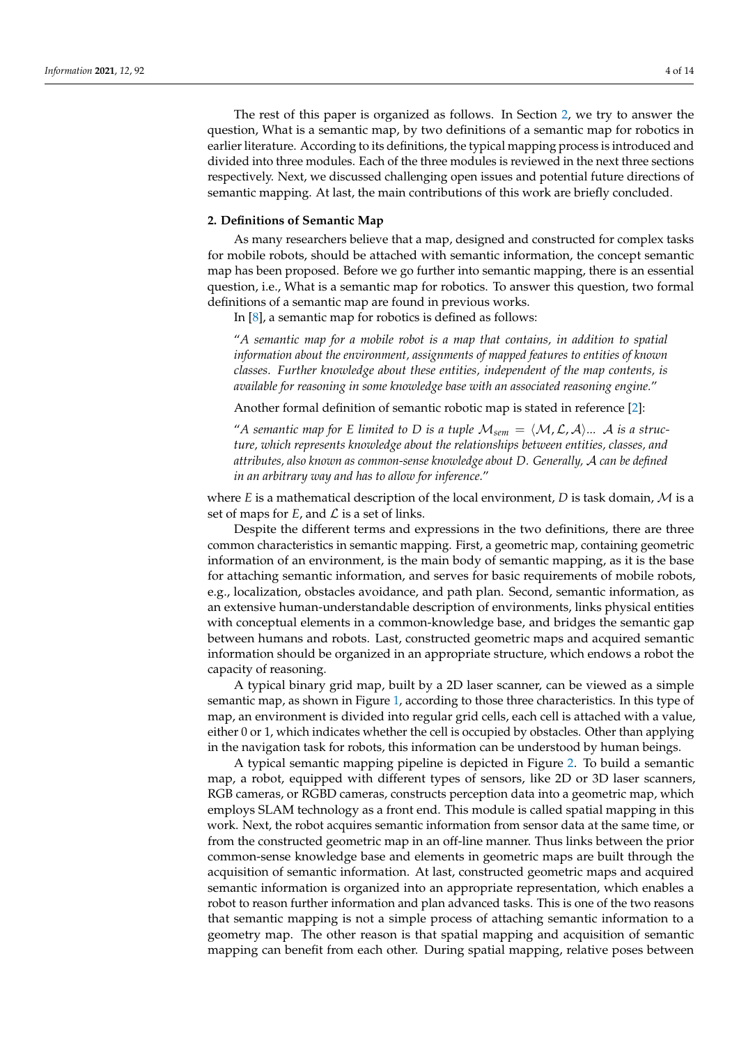The rest of this paper is organized as follows. In Section 2, we try to answer the question, What is a semantic map, by two definitions of a semantic map for robotics in earlier literature. According to its definitions, the typical mapping process is introduced and divided into three modules. Each of the three modules is reviewed in the next three sections respectively. Next, we discussed challenging open issues and potential future directions of semantic mapping. At last, the main contributions of this work are briefly concluded.

## 2. Definitions of Semantic Map

As many researchers believe that a map, designed and constructed for complex tasks for mobile robots, should be attached with semantic information, the concept semantic map has been proposed. Before we go further into semantic mapping, there is an essential question, i.e., What is a semantic map for robotics. To answer this question, two formal definitions of a semantic map are found in previous works.

In [8], a semantic map for robotics is defined as follows:

> "*A semantic map for a mobile robot is a map that contains, in addition to spatial information about the environment, assignments of mapped features to entities of known classes. Further knowledge about these entities, independent of the map contents, is available for reasoning in some knowledge base with an associated reasoning engine.*"

Another formal definition of semantic robotic map is stated in reference [2]:

> "*A semantic map for E limited to D is a tuple $\mathcal{M}_{sem} = \langle \mathcal{M}, \mathcal{L}, \mathcal{A} \rangle$... $\mathcal{A}$ is a structure, which represents knowledge about the relationships between entities, classes, and attributes, also known as common-sense knowledge about D. Generally, $\mathcal{A}$ can be defined in an arbitrary way and has to allow for inference.*"

where $E$ is a mathematical description of the local environment, $D$ is task domain, $\mathcal{M}$ is a set of maps for $E$, and $\mathcal{L}$ is a set of links.

Despite the different terms and expressions in the two definitions, there are three common characteristics in semantic mapping. First, a geometric map, containing geometric information of an environment, is the main body of semantic mapping, as it is the base for attaching semantic information, and serves for basic requirements of mobile robots, e.g., localization, obstacles avoidance, and path plan. Second, semantic information, as an extensive human-understandable description of environments, links physical entities with conceptual elements in a common-knowledge base, and bridges the semantic gap between humans and robots. Last, constructed geometric maps and acquired semantic information should be organized in an appropriate structure, which endows a robot the capacity of reasoning.

A typical binary grid map, built by a 2D laser scanner, can be viewed as a simple semantic map, as shown in Figure 1, according to those three characteristics. In this type of map, an environment is divided into regular grid cells, each cell is attached with a value, either 0 or 1, which indicates whether the cell is occupied by obstacles. Other than applying in the navigation task for robots, this information can be understood by human beings.

A typical semantic mapping pipeline is depicted in Figure 2. To build a semantic map, a robot, equipped with different types of sensors, like 2D or 3D laser scanners, RGB cameras, or RGBD cameras, constructs perception data into a geometric map, which employs SLAM technology as a front end. This module is called spatial mapping in this work. Next, the robot acquires semantic information from sensor data at the same time, or from the constructed geometric map in an off-line manner. Thus links between the prior common-sense knowledge base and elements in geometric maps are built through the acquisition of semantic information. At last, constructed geometric maps and acquired semantic information is organized into an appropriate representation, which enables a robot to reason further information and plan advanced tasks. This is one of the two reasons that semantic mapping is not a simple process of attaching semantic information to a geometry map. The other reason is that spatial mapping and acquisition of semantic mapping can benefit from each other. During spatial mapping, relative poses between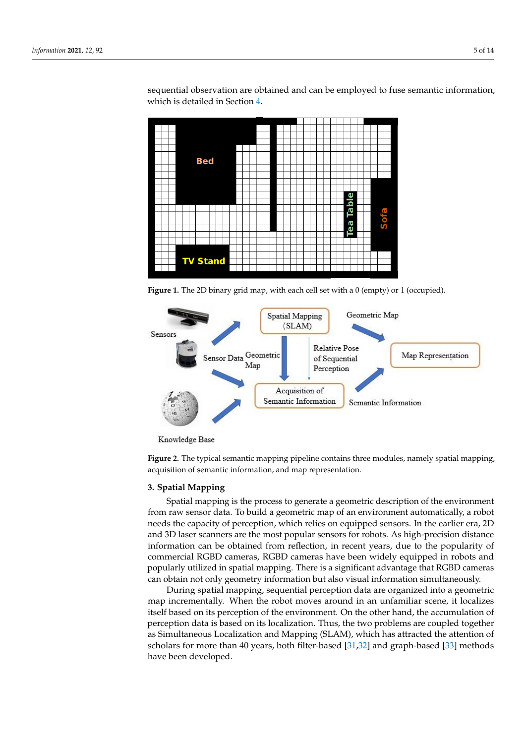sequential observation are obtained and can be employed to fuse semantic information, which is detailed in Section 4.

**Figure 1.** The 2D binary grid map, with each cell set with a 0 (empty) or 1 (occupied).

**Figure 2.** The typical semantic mapping pipeline contains three modules, namely spatial mapping, acquisition of semantic information, and map representation.

## 3. Spatial Mapping

Spatial mapping is the process to generate a geometric description of the environment from raw sensor data. To build a geometric map of an environment automatically, a robot needs the capacity of perception, which relies on equipped sensors. In the earlier era, 2D and 3D laser scanners are the most popular sensors for robots. As high-precision distance information can be obtained from reflection, in recent years, due to the popularity of commercial RGBD cameras, RGBD cameras have been widely equipped in robots and popularly utilized in spatial mapping. There is a significant advantage that RGBD cameras can obtain not only geometry information but also visual information simultaneously.

During spatial mapping, sequential perception data are organized into a geometric map incrementally. When the robot moves around in an unfamiliar scene, it localizes itself based on its perception of the environment. On the other hand, the accumulation of perception data is based on its localization. Thus, the two problems are coupled together as Simultaneous Localization and Mapping (SLAM), which has attracted the attention of scholars for more than 40 years, both filter-based [31,32] and graph-based [33] methods have been developed.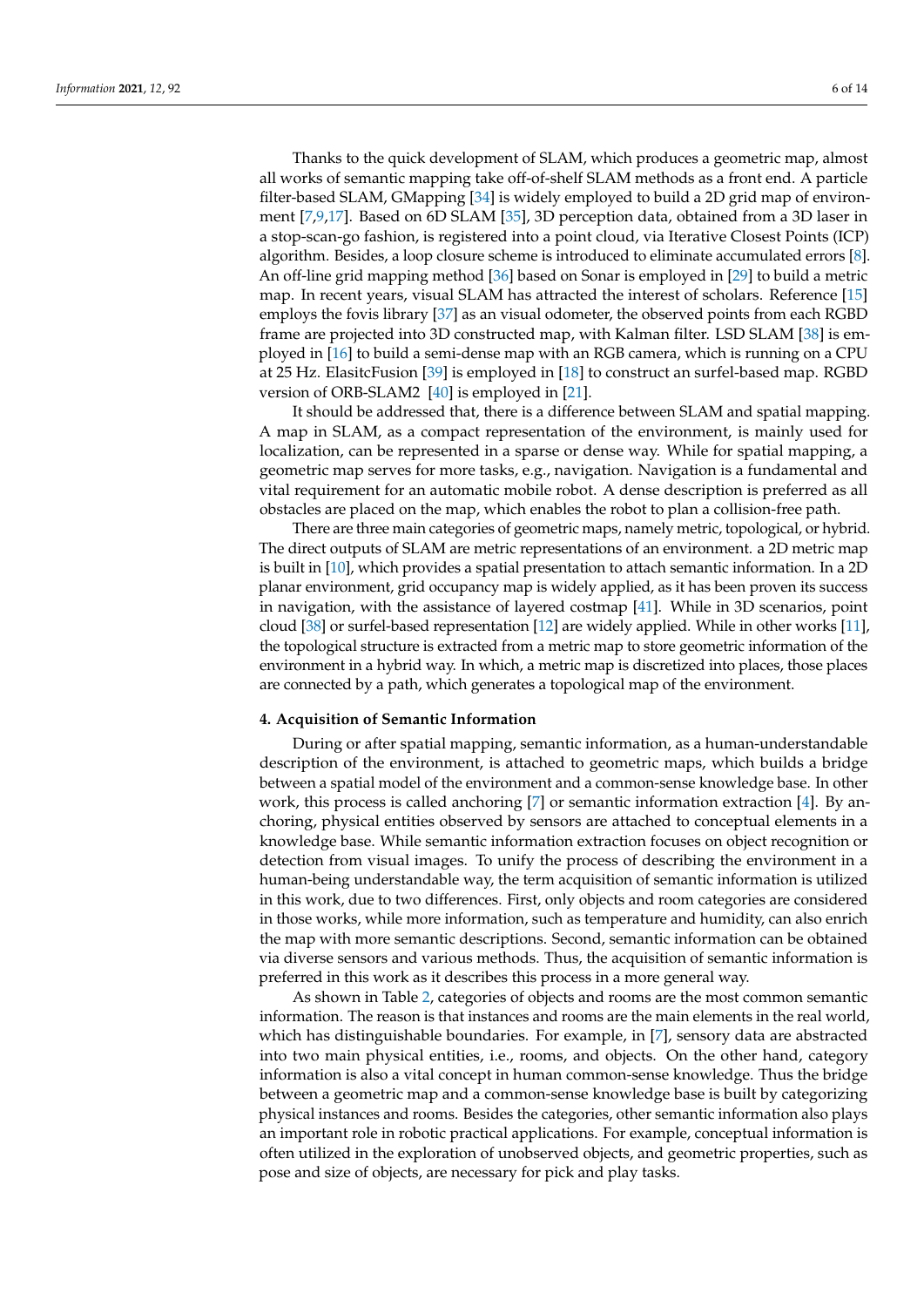Thanks to the quick development of SLAM, which produces a geometric map, almost all works of semantic mapping take off-of-shelf SLAM methods as a front end. A particle filter-based SLAM, GMapping [34] is widely employed to build a 2D grid map of environment [7,9,17]. Based on 6D SLAM [35], 3D perception data, obtained from a 3D laser in a stop-scan-go fashion, is registered into a point cloud, via Iterative Closest Points (ICP) algorithm. Besides, a loop closure scheme is introduced to eliminate accumulated errors [8]. An off-line grid mapping method [36] based on Sonar is employed in [29] to build a metric map. In recent years, visual SLAM has attracted the interest of scholars. Reference [15] employs the fovis library [37] as an visual odometer, the observed points from each RGBD frame are projected into 3D constructed map, with Kalman filter. LSD SLAM [38] is employed in [16] to build a semi-dense map with an RGB camera, which is running on a CPU at 25 Hz. ElasitcFusion [39] is employed in [18] to construct an surfel-based map. RGBD version of ORB-SLAM2 [40] is employed in [21].

It should be addressed that, there is a difference between SLAM and spatial mapping. A map in SLAM, as a compact representation of the environment, is mainly used for localization, can be represented in a sparse or dense way. While for spatial mapping, a geometric map serves for more tasks, e.g., navigation. Navigation is a fundamental and vital requirement for an automatic mobile robot. A dense description is preferred as all obstacles are placed on the map, which enables the robot to plan a collision-free path.

There are three main categories of geometric maps, namely metric, topological, or hybrid. The direct outputs of SLAM are metric representations of an environment. a 2D metric map is built in [10], which provides a spatial presentation to attach semantic information. In a 2D planar environment, grid occupancy map is widely applied, as it has been proven its success in navigation, with the assistance of layered costmap [41]. While in 3D scenarios, point cloud [38] or surfel-based representation [12] are widely applied. While in other works [11], the topological structure is extracted from a metric map to store geometric information of the environment in a hybrid way. In which, a metric map is discretized into places, those places are connected by a path, which generates a topological map of the environment.

## 4. Acquisition of Semantic Information

During or after spatial mapping, semantic information, as a human-understandable description of the environment, is attached to geometric maps, which builds a bridge between a spatial model of the environment and a common-sense knowledge base. In other work, this process is called anchoring [7] or semantic information extraction [4]. By anchoring, physical entities observed by sensors are attached to conceptual elements in a knowledge base. While semantic information extraction focuses on object recognition or detection from visual images. To unify the process of describing the environment in a human-being understandable way, the term acquisition of semantic information is utilized in this work, due to two differences. First, only objects and room categories are considered in those works, while more information, such as temperature and humidity, can also enrich the map with more semantic descriptions. Second, semantic information can be obtained via diverse sensors and various methods. Thus, the acquisition of semantic information is preferred in this work as it describes this process in a more general way.

As shown in Table 2, categories of objects and rooms are the most common semantic information. The reason is that instances and rooms are the main elements in the real world, which has distinguishable boundaries. For example, in [7], sensory data are abstracted into two main physical entities, i.e., rooms, and objects. On the other hand, category information is also a vital concept in human common-sense knowledge. Thus the bridge between a geometric map and a common-sense knowledge base is built by categorizing physical instances and rooms. Besides the categories, other semantic information also plays an important role in robotic practical applications. For example, conceptual information is often utilized in the exploration of unobserved objects, and geometric properties, such as pose and size of objects, are necessary for pick and play tasks.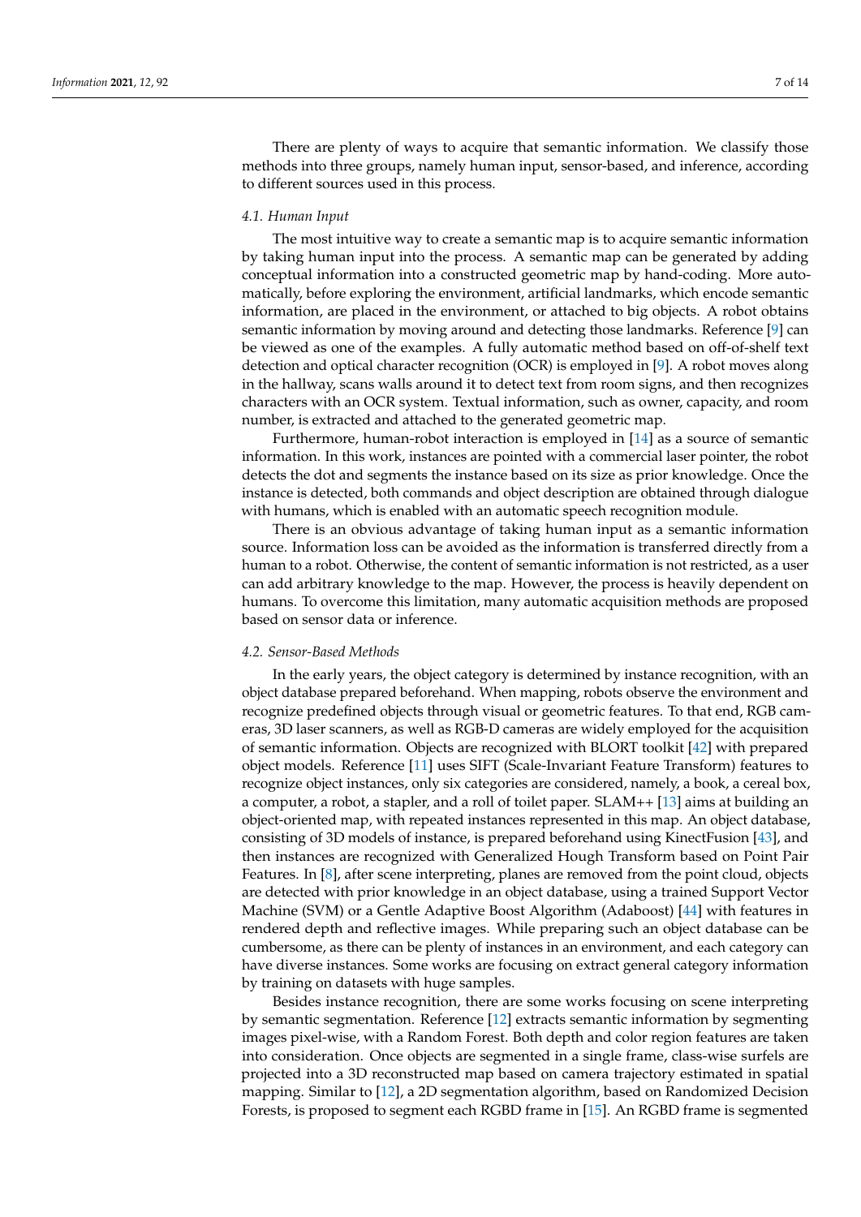There are plenty of ways to acquire that semantic information. We classify those methods into three groups, namely human input, sensor-based, and inference, according to different sources used in this process.

### *4.1. Human Input*

The most intuitive way to create a semantic map is to acquire semantic information by taking human input into the process. A semantic map can be generated by adding conceptual information into a constructed geometric map by hand-coding. More automatically, before exploring the environment, artificial landmarks, which encode semantic information, are placed in the environment, or attached to big objects. A robot obtains semantic information by moving around and detecting those landmarks. Reference [9] can be viewed as one of the examples. A fully automatic method based on off-of-shelf text detection and optical character recognition (OCR) is employed in [9]. A robot moves along in the hallway, scans walls around it to detect text from room signs, and then recognizes characters with an OCR system. Textual information, such as owner, capacity, and room number, is extracted and attached to the generated geometric map.

Furthermore, human-robot interaction is employed in [14] as a source of semantic information. In this work, instances are pointed with a commercial laser pointer, the robot detects the dot and segments the instance based on its size as prior knowledge. Once the instance is detected, both commands and object description are obtained through dialogue with humans, which is enabled with an automatic speech recognition module.

There is an obvious advantage of taking human input as a semantic information source. Information loss can be avoided as the information is transferred directly from a human to a robot. Otherwise, the content of semantic information is not restricted, as a user can add arbitrary knowledge to the map. However, the process is heavily dependent on humans. To overcome this limitation, many automatic acquisition methods are proposed based on sensor data or inference.

### *4.2. Sensor-Based Methods*

In the early years, the object category is determined by instance recognition, with an object database prepared beforehand. When mapping, robots observe the environment and recognize predefined objects through visual or geometric features. To that end, RGB cameras, 3D laser scanners, as well as RGB-D cameras are widely employed for the acquisition of semantic information. Objects are recognized with BLORT toolkit [42] with prepared object models. Reference [11] uses SIFT (Scale-Invariant Feature Transform) features to recognize object instances, only six categories are considered, namely, a book, a cereal box, a computer, a robot, a stapler, and a roll of toilet paper. SLAM++ [13] aims at building an object-oriented map, with repeated instances represented in this map. An object database, consisting of 3D models of instance, is prepared beforehand using KinectFusion [43], and then instances are recognized with Generalized Hough Transform based on Point Pair Features. In [8], after scene interpreting, planes are removed from the point cloud, objects are detected with prior knowledge in an object database, using a trained Support Vector Machine (SVM) or a Gentle Adaptive Boost Algorithm (Adaboost) [44] with features in rendered depth and reflective images. While preparing such an object database can be cumbersome, as there can be plenty of instances in an environment, and each category can have diverse instances. Some works are focusing on extract general category information by training on datasets with huge samples.

Besides instance recognition, there are some works focusing on scene interpreting by semantic segmentation. Reference [12] extracts semantic information by segmenting images pixel-wise, with a Random Forest. Both depth and color region features are taken into consideration. Once objects are segmented in a single frame, class-wise surfels are projected into a 3D reconstructed map based on camera trajectory estimated in spatial mapping. Similar to [12], a 2D segmentation algorithm, based on Randomized Decision Forests, is proposed to segment each RGBD frame in [15]. An RGBD frame is segmented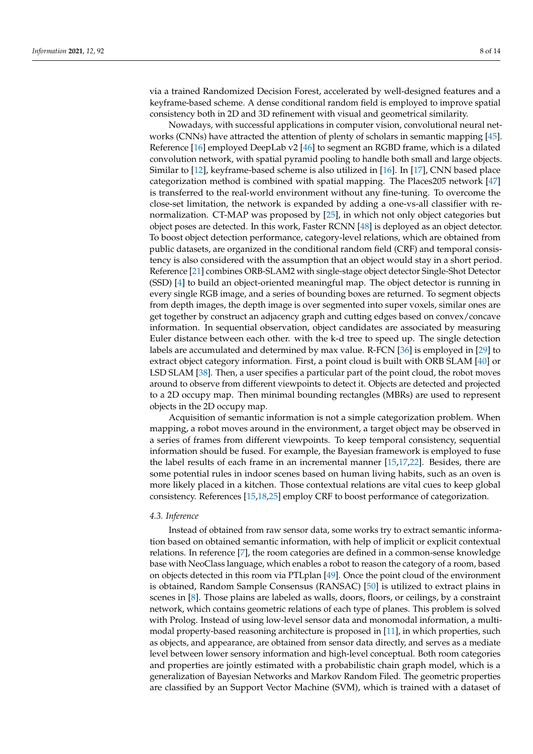via a trained Randomized Decision Forest, accelerated by well-designed features and a keyframe-based scheme. A dense conditional random field is employed to improve spatial consistency both in 2D and 3D refinement with visual and geometrical similarity.

Nowadays, with successful applications in computer vision, convolutional neural networks (CNNs) have attracted the attention of plenty of scholars in semantic mapping [45]. Reference [16] employed DeepLab v2 [46] to segment an RGBD frame, which is a dilated convolution network, with spatial pyramid pooling to handle both small and large objects. Similar to [12], keyframe-based scheme is also utilized in [16]. In [17], CNN based place categorization method is combined with spatial mapping. The Places205 network [47] is transferred to the real-world environment without any fine-tuning. To overcome the close-set limitation, the network is expanded by adding a one-vs-all classifier with re-normalization. CT-MAP was proposed by [25], in which not only object categories but object poses are detected. In this work, Faster RCNN [48] is deployed as an object detector. To boost object detection performance, category-level relations, which are obtained from public datasets, are organized in the conditional random field (CRF) and temporal consistency is also considered with the assumption that an object would stay in a short period. Reference [21] combines ORB-SLAM2 with single-stage object detector Single-Shot Detector (SSD) [4] to build an object-oriented meaningful map. The object detector is running in every single RGB image, and a series of bounding boxes are returned. To segment objects from depth images, the depth image is over segmented into super voxels, similar ones are get together by construct an adjacency graph and cutting edges based on convex/concave information. In sequential observation, object candidates are associated by measuring Euler distance between each other. with the k-d tree to speed up. The single detection labels are accumulated and determined by max value. R-FCN [36] is employed in [29] to extract object category information. First, a point cloud is built with ORB SLAM [40] or LSD SLAM [38]. Then, a user specifies a particular part of the point cloud, the robot moves around to observe from different viewpoints to detect it. Objects are detected and projected to a 2D occupy map. Then minimal bounding rectangles (MBRs) are used to represent objects in the 2D occupy map.

Acquisition of semantic information is not a simple categorization problem. When mapping, a robot moves around in the environment, a target object may be observed in a series of frames from different viewpoints. To keep temporal consistency, sequential information should be fused. For example, the Bayesian framework is employed to fuse the label results of each frame in an incremental manner [15,17,22]. Besides, there are some potential rules in indoor scenes based on human living habits, such as an oven is more likely placed in a kitchen. Those contextual relations are vital cues to keep global consistency. References [15,18,25] employ CRF to boost performance of categorization.

### *4.3. Inference*

Instead of obtained from raw sensor data, some works try to extract semantic information based on obtained semantic information, with help of implicit or explicit contextual relations. In reference [7], the room categories are defined in a common-sense knowledge base with NeoClass language, which enables a robot to reason the category of a room, based on objects detected in this room via PTLplan [49]. Once the point cloud of the environment is obtained, Random Sample Consensus (RANSAC) [50] is utilized to extract plains in scenes in [8]. Those plains are labeled as walls, doors, floors, or ceilings, by a constraint network, which contains geometric relations of each type of planes. This problem is solved with Prolog. Instead of using low-level sensor data and monomodal information, a multi-modal property-based reasoning architecture is proposed in [11], in which properties, such as objects, and appearance, are obtained from sensor data directly, and serves as a mediate level between lower sensory information and high-level conceptual. Both room categories and properties are jointly estimated with a probabilistic chain graph model, which is a generalization of Bayesian Networks and Markov Random Filed. The geometric properties are classified by an Support Vector Machine (SVM), which is trained with a dataset of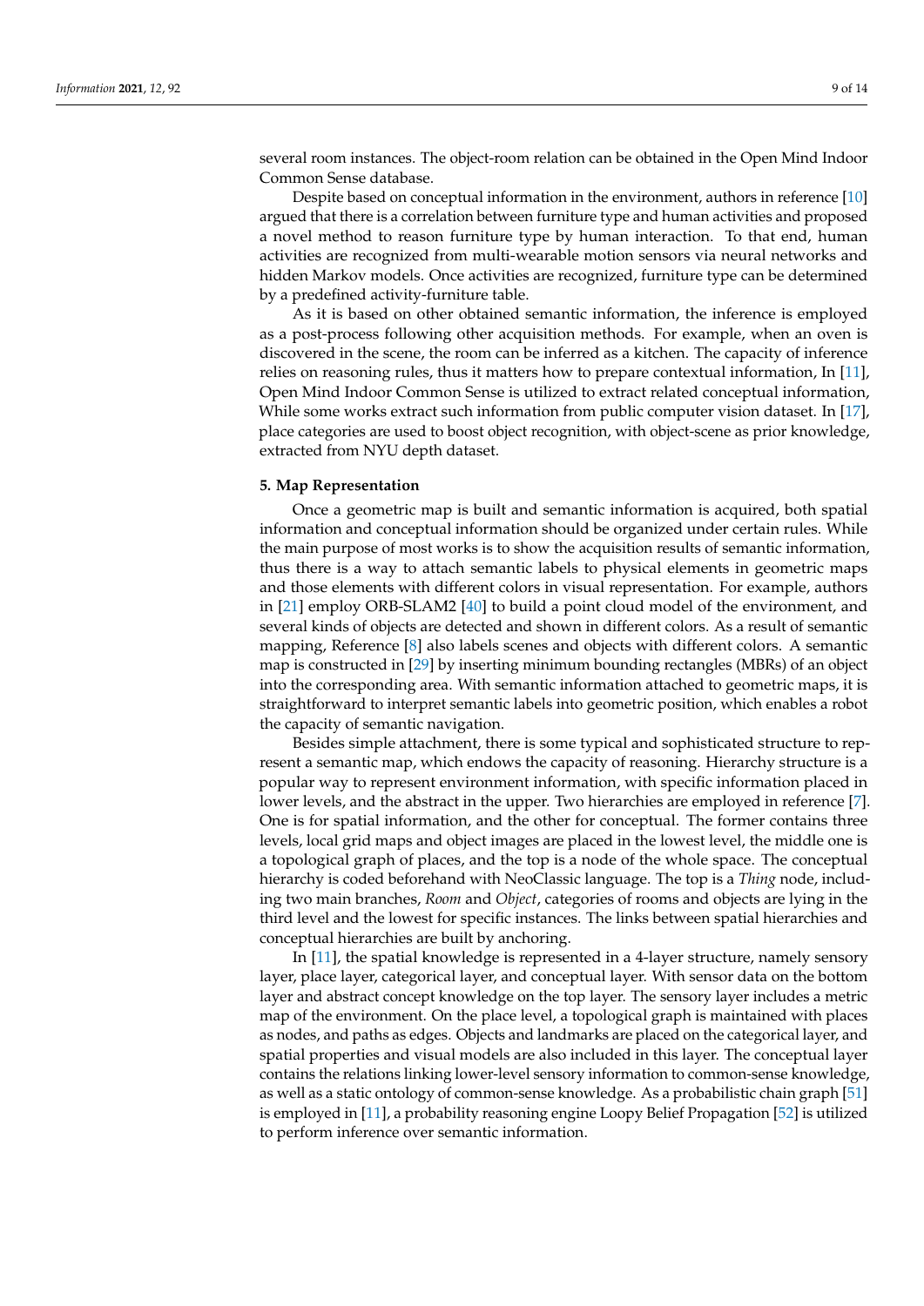several room instances. The object-room relation can be obtained in the Open Mind Indoor Common Sense database.

Despite based on conceptual information in the environment, authors in reference [10] argued that there is a correlation between furniture type and human activities and proposed a novel method to reason furniture type by human interaction. To that end, human activities are recognized from multi-wearable motion sensors via neural networks and hidden Markov models. Once activities are recognized, furniture type can be determined by a predefined activity-furniture table.

As it is based on other obtained semantic information, the inference is employed as a post-process following other acquisition methods. For example, when an oven is discovered in the scene, the room can be inferred as a kitchen. The capacity of inference relies on reasoning rules, thus it matters how to prepare contextual information, In [11], Open Mind Indoor Common Sense is utilized to extract related conceptual information, While some works extract such information from public computer vision dataset. In [17], place categories are used to boost object recognition, with object-scene as prior knowledge, extracted from NYU depth dataset.

## 5. Map Representation

Once a geometric map is built and semantic information is acquired, both spatial information and conceptual information should be organized under certain rules. While the main purpose of most works is to show the acquisition results of semantic information, thus there is a way to attach semantic labels to physical elements in geometric maps and those elements with different colors in visual representation. For example, authors in [21] employ ORB-SLAM2 [40] to build a point cloud model of the environment, and several kinds of objects are detected and shown in different colors. As a result of semantic mapping, Reference [8] also labels scenes and objects with different colors. A semantic map is constructed in [29] by inserting minimum bounding rectangles (MBRs) of an object into the corresponding area. With semantic information attached to geometric maps, it is straightforward to interpret semantic labels into geometric position, which enables a robot the capacity of semantic navigation.

Besides simple attachment, there is some typical and sophisticated structure to represent a semantic map, which endows the capacity of reasoning. Hierarchy structure is a popular way to represent environment information, with specific information placed in lower levels, and the abstract in the upper. Two hierarchies are employed in reference [7]. One is for spatial information, and the other for conceptual. The former contains three levels, local grid maps and object images are placed in the lowest level, the middle one is a topological graph of places, and the top is a node of the whole space. The conceptual hierarchy is coded beforehand with NeoClassic language. The top is a *Thing* node, including two main branches, *Room* and *Object*, categories of rooms and objects are lying in the third level and the lowest for specific instances. The links between spatial hierarchies and conceptual hierarchies are built by anchoring.

In [11], the spatial knowledge is represented in a 4-layer structure, namely sensory layer, place layer, categorical layer, and conceptual layer. With sensor data on the bottom layer and abstract concept knowledge on the top layer. The sensory layer includes a metric map of the environment. On the place level, a topological graph is maintained with places as nodes, and paths as edges. Objects and landmarks are placed on the categorical layer, and spatial properties and visual models are also included in this layer. The conceptual layer contains the relations linking lower-level sensory information to common-sense knowledge, as well as a static ontology of common-sense knowledge. As a probabilistic chain graph [51] is employed in [11], a probability reasoning engine Loopy Belief Propagation [52] is utilized to perform inference over semantic information.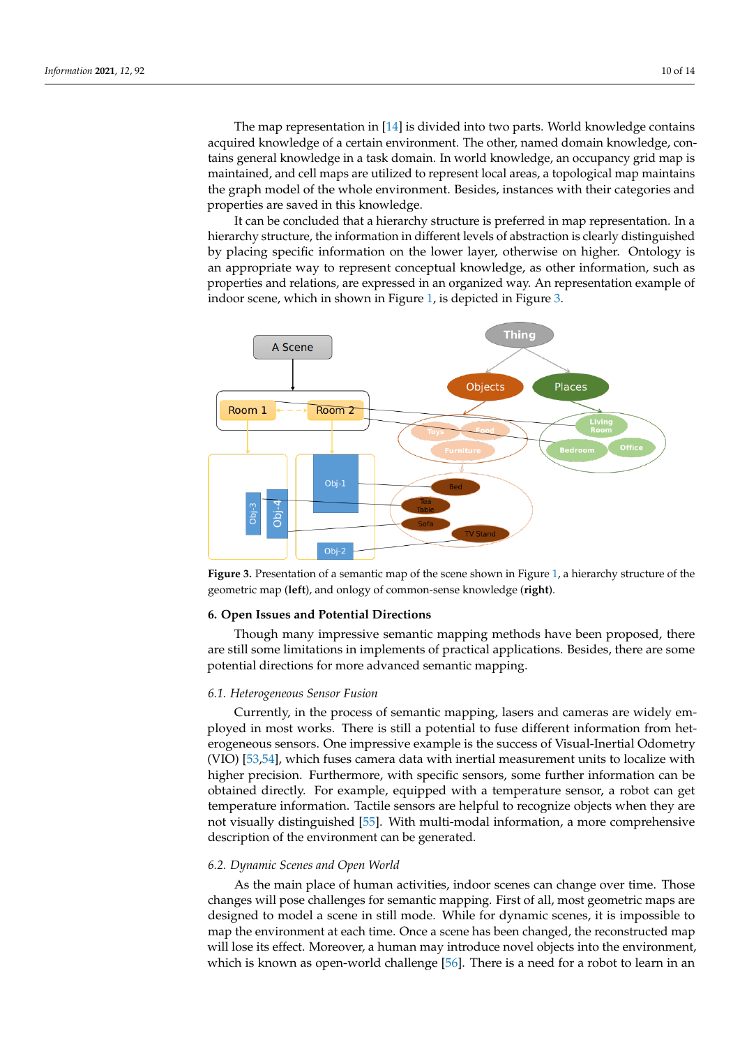The map representation in [14] is divided into two parts. World knowledge contains acquired knowledge of a certain environment. The other, named domain knowledge, contains general knowledge in a task domain. In world knowledge, an occupancy grid map is maintained, and cell maps are utilized to represent local areas, a topological map maintains the graph model of the whole environment. Besides, instances with their categories and properties are saved in this knowledge.

It can be concluded that a hierarchy structure is preferred in map representation. In a hierarchy structure, the information in different levels of abstraction is clearly distinguished by placing specific information on the lower layer, otherwise on higher. Ontology is an appropriate way to represent conceptual knowledge, as other information, such as properties and relations, are expressed in an organized way. An representation example of indoor scene, which in shown in Figure 1, is depicted in Figure 3.

**Figure 3.** Presentation of a semantic map of the scene shown in Figure 1, a hierarchy structure of the geometric map (**left**), and onlogy of common-sense knowledge (**right**).

## 6. Open Issues and Potential Directions

Though many impressive semantic mapping methods have been proposed, there are still some limitations in implements of practical applications. Besides, there are some potential directions for more advanced semantic mapping.

### *6.1. Heterogeneous Sensor Fusion*

Currently, in the process of semantic mapping, lasers and cameras are widely employed in most works. There is still a potential to fuse different information from heterogeneous sensors. One impressive example is the success of Visual-Inertial Odometry (VIO) [53,54], which fuses camera data with inertial measurement units to localize with higher precision. Furthermore, with specific sensors, some further information can be obtained directly. For example, equipped with a temperature sensor, a robot can get temperature information. Tactile sensors are helpful to recognize objects when they are not visually distinguished [55]. With multi-modal information, a more comprehensive description of the environment can be generated.

### *6.2. Dynamic Scenes and Open World*

As the main place of human activities, indoor scenes can change over time. Those changes will pose challenges for semantic mapping. First of all, most geometric maps are designed to model a scene in still mode. While for dynamic scenes, it is impossible to map the environment at each time. Once a scene has been changed, the reconstructed map will lose its effect. Moreover, a human may introduce novel objects into the environment, which is known as open-world challenge [56]. There is a need for a robot to learn in an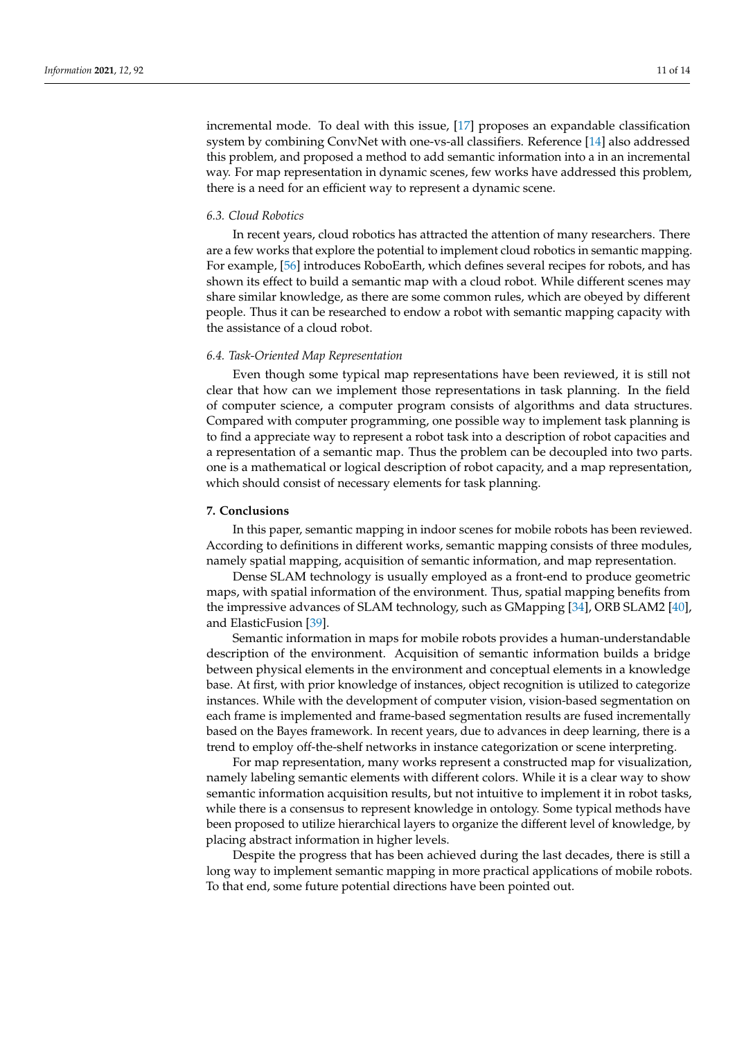incremental mode. To deal with this issue, [17] proposes an expandable classification system by combining ConvNet with one-vs-all classifiers. Reference [14] also addressed this problem, and proposed a method to add semantic information into a in an incremental way. For map representation in dynamic scenes, few works have addressed this problem, there is a need for an efficient way to represent a dynamic scene.

### *6.3. Cloud Robotics*

In recent years, cloud robotics has attracted the attention of many researchers. There are a few works that explore the potential to implement cloud robotics in semantic mapping. For example, [56] introduces RoboEarth, which defines several recipes for robots, and has shown its effect to build a semantic map with a cloud robot. While different scenes may share similar knowledge, as there are some common rules, which are obeyed by different people. Thus it can be researched to endow a robot with semantic mapping capacity with the assistance of a cloud robot.

### *6.4. Task-Oriented Map Representation*

Even though some typical map representations have been reviewed, it is still not clear that how can we implement those representations in task planning. In the field of computer science, a computer program consists of algorithms and data structures. Compared with computer programming, one possible way to implement task planning is to find a appreciate way to represent a robot task into a description of robot capacities and a representation of a semantic map. Thus the problem can be decoupled into two parts. one is a mathematical or logical description of robot capacity, and a map representation, which should consist of necessary elements for task planning.

## **7. Conclusions**

In this paper, semantic mapping in indoor scenes for mobile robots has been reviewed. According to definitions in different works, semantic mapping consists of three modules, namely spatial mapping, acquisition of semantic information, and map representation.

Dense SLAM technology is usually employed as a front-end to produce geometric maps, with spatial information of the environment. Thus, spatial mapping benefits from the impressive advances of SLAM technology, such as GMapping [34], ORB SLAM2 [40], and ElasticFusion [39].

Semantic information in maps for mobile robots provides a human-understandable description of the environment. Acquisition of semantic information builds a bridge between physical elements in the environment and conceptual elements in a knowledge base. At first, with prior knowledge of instances, object recognition is utilized to categorize instances. While with the development of computer vision, vision-based segmentation on each frame is implemented and frame-based segmentation results are fused incrementally based on the Bayes framework. In recent years, due to advances in deep learning, there is a trend to employ off-the-shelf networks in instance categorization or scene interpreting.

For map representation, many works represent a constructed map for visualization, namely labeling semantic elements with different colors. While it is a clear way to show semantic information acquisition results, but not intuitive to implement it in robot tasks, while there is a consensus to represent knowledge in ontology. Some typical methods have been proposed to utilize hierarchical layers to organize the different level of knowledge, by placing abstract information in higher levels.

Despite the progress that has been achieved during the last decades, there is still a long way to implement semantic mapping in more practical applications of mobile robots. To that end, some future potential directions have been pointed out.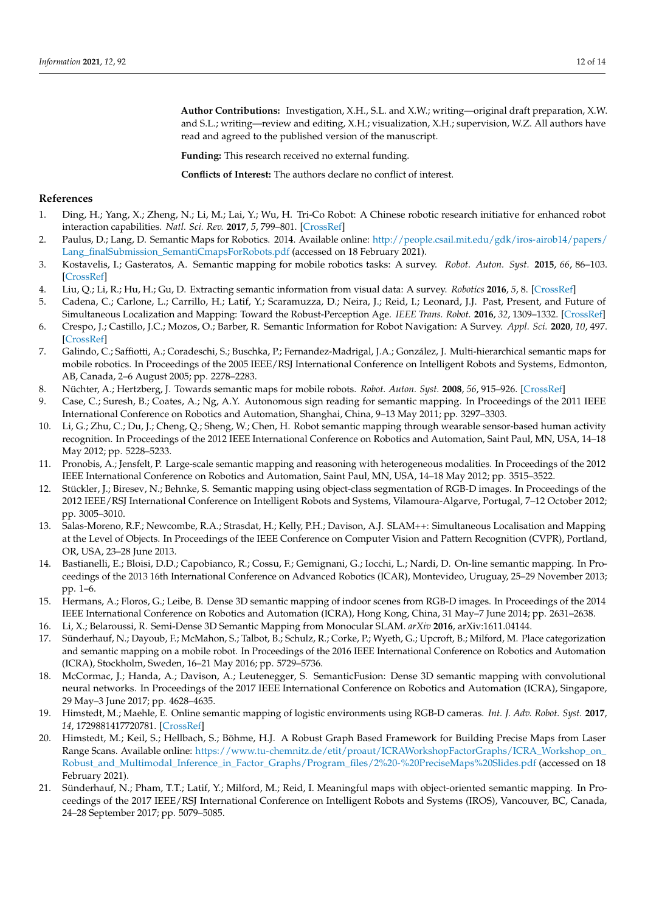**Author Contributions:** Investigation, X.H., S.L. and X.W.; writing—original draft preparation, X.W. and S.L.; writing—review and editing, X.H.; visualization, X.H.; supervision, W.Z. All authors have read and agreed to the published version of the manuscript.

**Funding:** This research received no external funding.

**Conflicts of Interest:** The authors declare no conflict of interest.

## References

1. Ding, H.; Yang, X.; Zheng, N.; Li, M.; Lai, Y.; Wu, H. Tri-Co Robot: A Chinese robotic research initiative for enhanced robot interaction capabilities. *Natl. Sci. Rev.* **2017**, *5*, 799–801. [CrossRef]
2. Paulus, D.; Lang, D. Semantic Maps for Robotics. 2014. Available online: http://people.csail.mit.edu/gdk/iros-airob14/papers/Lang_finalSubmission_SemantiCmapsForRobots.pdf (accessed on 18 February 2021).
3. Kostavelis, I.; Gasteratos, A. Semantic mapping for mobile robotics tasks: A survey. *Robot. Auton. Syst.* **2015**, *66*, 86–103. [CrossRef]
4. Liu, Q.; Li, R.; Hu, H.; Gu, D. Extracting semantic information from visual data: A survey. *Robotics* **2016**, *5*, 8. [CrossRef]
5. Cadena, C.; Carlone, L.; Carrillo, H.; Latif, Y.; Scaramuzza, D.; Neira, J.; Reid, I.; Leonard, J.J. Past, Present, and Future of Simultaneous Localization and Mapping: Toward the Robust-Perception Age. *IEEE Trans. Robot.* **2016**, *32*, 1309–1332. [CrossRef]
6. Crespo, J.; Castillo, J.C.; Mozos, O.; Barber, R. Semantic Information for Robot Navigation: A Survey. *Appl. Sci.* **2020**, *10*, 497. [CrossRef]
7. Galindo, C.; Saffiotti, A.; Coradeschi, S.; Buschka, P.; Fernandez-Madrigal, J.A.; González, J. Multi-hierarchical semantic maps for mobile robotics. In Proceedings of the 2005 IEEE/RSJ International Conference on Intelligent Robots and Systems, Edmonton, AB, Canada, 2–6 August 2005; pp. 2278–2283.
8. Nüchter, A.; Hertzberg, J. Towards semantic maps for mobile robots. *Robot. Auton. Syst.* **2008**, *56*, 915–926. [CrossRef]
9. Case, C.; Suresh, B.; Coates, A.; Ng, A.Y. Autonomous sign reading for semantic mapping. In Proceedings of the 2011 IEEE International Conference on Robotics and Automation, Shanghai, China, 9–13 May 2011; pp. 3297–3303.
10. Li, G.; Zhu, C.; Du, J.; Cheng, Q.; Sheng, W.; Chen, H. Robot semantic mapping through wearable sensor-based human activity recognition. In Proceedings of the 2012 IEEE International Conference on Robotics and Automation, Saint Paul, MN, USA, 14–18 May 2012; pp. 5228–5233.
11. Pronobis, A.; Jensfelt, P. Large-scale semantic mapping and reasoning with heterogeneous modalities. In Proceedings of the 2012 IEEE International Conference on Robotics and Automation, Saint Paul, MN, USA, 14–18 May 2012; pp. 3515–3522.
12. Stückler, J.; Biresev, N.; Behnke, S. Semantic mapping using object-class segmentation of RGB-D images. In Proceedings of the 2012 IEEE/RSJ International Conference on Intelligent Robots and Systems, Vilamoura-Algarve, Portugal, 7–12 October 2012; pp. 3005–3010.
13. Salas-Moreno, R.F.; Newcombe, R.A.; Strasdat, H.; Kelly, P.H.; Davison, A.J. SLAM++: Simultaneous Localisation and Mapping at the Level of Objects. In Proceedings of the IEEE Conference on Computer Vision and Pattern Recognition (CVPR), Portland, OR, USA, 23–28 June 2013.
14. Bastianelli, E.; Bloisi, D.D.; Capobianco, R.; Cossu, F.; Gemignani, G.; Iocchi, L.; Nardi, D. On-line semantic mapping. In Proceedings of the 2013 16th International Conference on Advanced Robotics (ICAR), Montevideo, Uruguay, 25–29 November 2013; pp. 1–6.
15. Hermans, A.; Floros, G.; Leibe, B. Dense 3D semantic mapping of indoor scenes from RGB-D images. In Proceedings of the 2014 IEEE International Conference on Robotics and Automation (ICRA), Hong Kong, China, 31 May–7 June 2014; pp. 2631–2638.
16. Li, X.; Belaroussi, R. Semi-Dense 3D Semantic Mapping from Monocular SLAM. *arXiv* **2016**, arXiv:1611.04144.
17. Sünderhauf, N.; Dayoub, F.; McMahon, S.; Talbot, B.; Schulz, R.; Corke, P.; Wyeth, G.; Upcroft, B.; Milford, M. Place categorization and semantic mapping on a mobile robot. In Proceedings of the 2016 IEEE International Conference on Robotics and Automation (ICRA), Stockholm, Sweden, 16–21 May 2016; pp. 5729–5736.
18. McCormac, J.; Handa, A.; Davison, A.; Leutenegger, S. SemanticFusion: Dense 3D semantic mapping with convolutional neural networks. In Proceedings of the 2017 IEEE International Conference on Robotics and Automation (ICRA), Singapore, 29 May–3 June 2017; pp. 4628–4635.
19. Himstedt, M.; Maehle, E. Online semantic mapping of logistic environments using RGB-D cameras. *Int. J. Adv. Robot. Syst.* **2017**, *14*, 1729881417720781. [CrossRef]
20. Himstedt, M.; Keil, S.; Hellbach, S.; Böhme, H.J. A Robust Graph Based Framework for Building Precise Maps from Laser Range Scans. Available online: https://www.tu-chemnitz.de/etit/proaut/ICRAWorkshopFactorGraphs/ICRA_Workshop_on_Robust_and_Multimodal_Inference_in_Factor_Graphs/Program_files/2%20-%20PreciseMaps%20Slides.pdf (accessed on 18 February 2021).
21. Sünderhauf, N.; Pham, T.T.; Latif, Y.; Milford, M.; Reid, I. Meaningful maps with object-oriented semantic mapping. In Proceedings of the 2017 IEEE/RSJ International Conference on Intelligent Robots and Systems (IROS), Vancouver, BC, Canada, 24–28 September 2017; pp. 5079–5085.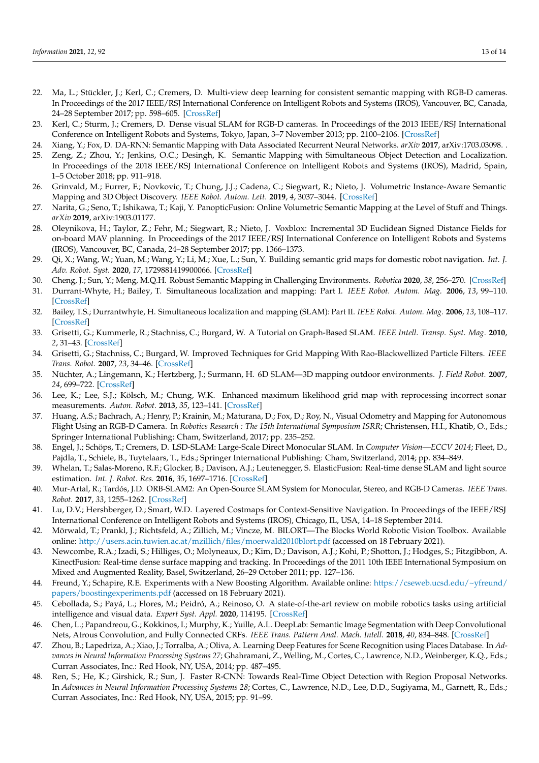22. Ma, L.; Stückler, J.; Kerl, C.; Cremers, D. Multi-view deep learning for consistent semantic mapping with RGB-D cameras. In Proceedings of the 2017 IEEE/RSJ International Conference on Intelligent Robots and Systems (IROS), Vancouver, BC, Canada, 24–28 September 2017; pp. 598–605. [CrossRef]
23. Kerl, C.; Sturm, J.; Cremers, D. Dense visual SLAM for RGB-D cameras. In Proceedings of the 2013 IEEE/RSJ International Conference on Intelligent Robots and Systems, Tokyo, Japan, 3–7 November 2013; pp. 2100–2106. [CrossRef]
24. Xiang, Y.; Fox, D. DA-RNN: Semantic Mapping with Data Associated Recurrent Neural Networks. *arXiv* **2017**, arXiv:1703.03098. .
25. Zeng, Z.; Zhou, Y.; Jenkins, O.C.; Desingh, K. Semantic Mapping with Simultaneous Object Detection and Localization. In Proceedings of the 2018 IEEE/RSJ International Conference on Intelligent Robots and Systems (IROS), Madrid, Spain, 1–5 October 2018; pp. 911–918.
26. Grinvald, M.; Furrer, F.; Novkovic, T.; Chung, J.J.; Cadena, C.; Siegwart, R.; Nieto, J. Volumetric Instance-Aware Semantic Mapping and 3D Object Discovery. *IEEE Robot. Autom. Lett.* **2019**, *4*, 3037–3044. [CrossRef]
27. Narita, G.; Seno, T.; Ishikawa, T.; Kaji, Y. PanopticFusion: Online Volumetric Semantic Mapping at the Level of Stuff and Things. *arXiv* **2019**, arXiv:1903.01177.
28. Oleynikova, H.; Taylor, Z.; Fehr, M.; Siegwart, R.; Nieto, J. Voxblox: Incremental 3D Euclidean Signed Distance Fields for on-board MAV planning. In Proceedings of the 2017 IEEE/RSJ International Conference on Intelligent Robots and Systems (IROS), Vancouver, BC, Canada, 24–28 September 2017; pp. 1366–1373.
29. Qi, X.; Wang, W.; Yuan, M.; Wang, Y.; Li, M.; Xue, L.; Sun, Y. Building semantic grid maps for domestic robot navigation. *Int. J. Adv. Robot. Syst.* **2020**, *17*, 1729881419900066. [CrossRef]
30. Cheng, J.; Sun, Y.; Meng, M.Q.H. Robust Semantic Mapping in Challenging Environments. *Robotica* **2020**, *38*, 256–270. [CrossRef]
31. Durrant-Whyte, H.; Bailey, T. Simultaneous localization and mapping: Part I. *IEEE Robot. Autom. Mag.* **2006**, *13*, 99–110. [CrossRef]
32. Bailey, T.S.; Durrantwhyte, H. Simultaneous localization and mapping (SLAM): Part II. *IEEE Robot. Autom. Mag.* **2006**, *13*, 108–117. [CrossRef]
33. Grisetti, G.; Kummerle, R.; Stachniss, C.; Burgard, W. A Tutorial on Graph-Based SLAM. *IEEE Intell. Transp. Syst. Mag.* **2010**, *2*, 31–43. [CrossRef]
34. Grisetti, G.; Stachniss, C.; Burgard, W. Improved Techniques for Grid Mapping With Rao-Blackwellized Particle Filters. *IEEE Trans. Robot.* **2007**, *23*, 34–46. [CrossRef]
35. Nüchter, A.; Lingemann, K.; Hertzberg, J.; Surmann, H. 6D SLAM—3D mapping outdoor environments. *J. Field Robot.* **2007**, *24*, 699–722. [CrossRef]
36. Lee, K.; Lee, S.J.; Kölsch, M.; Chung, W.K. Enhanced maximum likelihood grid map with reprocessing incorrect sonar measurements. *Auton. Robot.* **2013**, *35*, 123–141. [CrossRef]
37. Huang, A.S.; Bachrach, A.; Henry, P.; Krainin, M.; Maturana, D.; Fox, D.; Roy, N., Visual Odometry and Mapping for Autonomous Flight Using an RGB-D Camera. In *Robotics Research : The 15th International Symposium ISRR*; Christensen, H.I., Khatib, O., Eds.; Springer International Publishing: Cham, Switzerland, 2017; pp. 235–252.
38. Engel, J.; Schöps, T.; Cremers, D. LSD-SLAM: Large-Scale Direct Monocular SLAM. In *Computer Vision—ECCV 2014*; Fleet, D., Pajdla, T., Schiele, B., Tuytelaars, T., Eds.; Springer International Publishing: Cham, Switzerland, 2014; pp. 834–849.
39. Whelan, T.; Salas-Moreno, R.F.; Glocker, B.; Davison, A.J.; Leutenegger, S. ElasticFusion: Real-time dense SLAM and light source estimation. *Int. J. Robot. Res.* **2016**, *35*, 1697–1716. [CrossRef]
40. Mur-Artal, R.; Tardós, J.D. ORB-SLAM2: An Open-Source SLAM System for Monocular, Stereo, and RGB-D Cameras. *IEEE Trans. Robot.* **2017**, *33*, 1255–1262. [CrossRef]
41. Lu, D.V.; Hershberger, D.; Smart, W.D. Layered Costmaps for Context-Sensitive Navigation. In Proceedings of the IEEE/RSJ International Conference on Intelligent Robots and Systems (IROS), Chicago, IL, USA, 14–18 September 2014.
42. Mörwald, T.; Prankl, J.; Richtsfeld, A.; Zillich, M.; Vincze, M. BlORT—The Blocks World Robotic Vision Toolbox. Available online: http://users.acin.tuwien.ac.at/mzillich/files/moerwald2010blort.pdf (accessed on 18 February 2021).
43. Newcombe, R.A.; Izadi, S.; Hilliges, O.; Molyneaux, D.; Kim, D.; Davison, A.J.; Kohi, P.; Shotton, J.; Hodges, S.; Fitzgibbon, A. KinectFusion: Real-time dense surface mapping and tracking. In Proceedings of the 2011 10th IEEE International Symposium on Mixed and Augmented Reality, Basel, Switzerland, 26–29 October 2011; pp. 127–136.
44. Freund, Y.; Schapire, R.E. Experiments with a New Boosting Algorithm. Available online: https://cseweb.ucsd.edu/~yfreund/papers/boostingexperiments.pdf (accessed on 18 February 2021).
45. Cebollada, S.; Payá, L.; Flores, M.; Peidró, A.; Reinoso, O. A state-of-the-art review on mobile robotics tasks using artificial intelligence and visual data. *Expert Syst. Appl.* **2020**, 114195. [CrossRef]
46. Chen, L.; Papandreou, G.; Kokkinos, I.; Murphy, K.; Yuille, A.L. DeepLab: Semantic Image Segmentation with Deep Convolutional Nets, Atrous Convolution, and Fully Connected CRFs. *IEEE Trans. Pattern Anal. Mach. Intell.* **2018**, *40*, 834–848. [CrossRef]
47. Zhou, B.; Lapedriza, A.; Xiao, J.; Torralba, A.; Oliva, A. Learning Deep Features for Scene Recognition using Places Database. In *Advances in Neural Information Processing Systems 27*; Ghahramani, Z., Welling, M., Cortes, C., Lawrence, N.D., Weinberger, K.Q., Eds.; Curran Associates, Inc.: Red Hook, NY, USA, 2014; pp. 487–495.
48. Ren, S.; He, K.; Girshick, R.; Sun, J. Faster R-CNN: Towards Real-Time Object Detection with Region Proposal Networks. In *Advances in Neural Information Processing Systems 28*; Cortes, C., Lawrence, N.D., Lee, D.D., Sugiyama, M., Garnett, R., Eds.; Curran Associates, Inc.: Red Hook, NY, USA, 2015; pp. 91–99.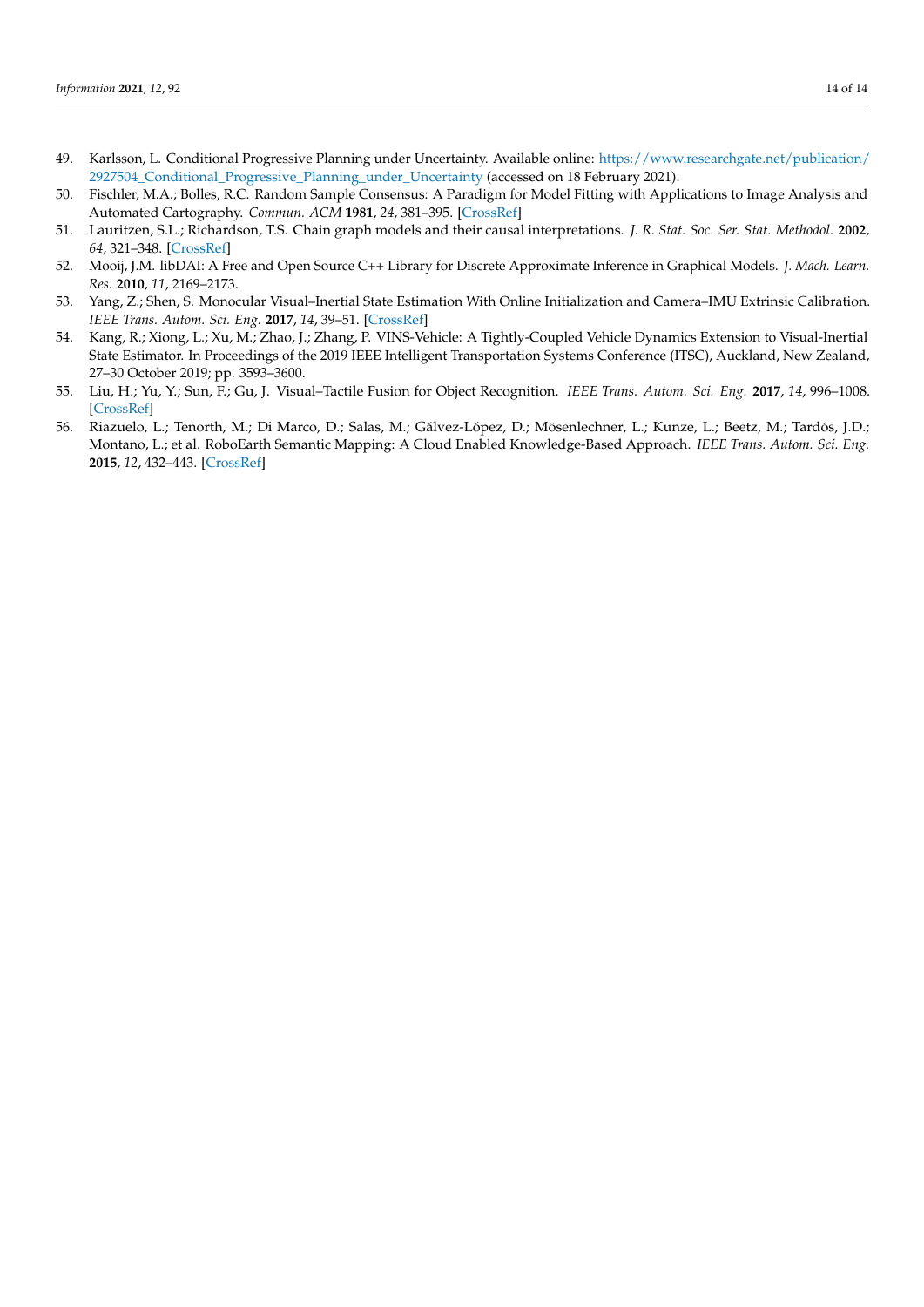49. Karlsson, L. Conditional Progressive Planning under Uncertainty. Available online: https://www.researchgate.net/publication/2927504_Conditional_Progressive_Planning_under_Uncertainty (accessed on 18 February 2021).
50. Fischler, M.A.; Bolles, R.C. Random Sample Consensus: A Paradigm for Model Fitting with Applications to Image Analysis and Automated Cartography. *Commun. ACM* **1981**, *24*, 381–395. [CrossRef]
51. Lauritzen, S.L.; Richardson, T.S. Chain graph models and their causal interpretations. *J. R. Stat. Soc. Ser. Stat. Methodol.* **2002**, *64*, 321–348. [CrossRef]
52. Mooij, J.M. libDAI: A Free and Open Source C++ Library for Discrete Approximate Inference in Graphical Models. *J. Mach. Learn. Res.* **2010**, *11*, 2169–2173.
53. Yang, Z.; Shen, S. Monocular Visual–Inertial State Estimation With Online Initialization and Camera–IMU Extrinsic Calibration. *IEEE Trans. Autom. Sci. Eng.* **2017**, *14*, 39–51. [CrossRef]
54. Kang, R.; Xiong, L.; Xu, M.; Zhao, J.; Zhang, P. VINS-Vehicle: A Tightly-Coupled Vehicle Dynamics Extension to Visual-Inertial State Estimator. In Proceedings of the 2019 IEEE Intelligent Transportation Systems Conference (ITSC), Auckland, New Zealand, 27–30 October 2019; pp. 3593–3600.
55. Liu, H.; Yu, Y.; Sun, F.; Gu, J. Visual–Tactile Fusion for Object Recognition. *IEEE Trans. Autom. Sci. Eng.* **2017**, *14*, 996–1008. [CrossRef]
56. Riazuelo, L.; Tenorth, M.; Di Marco, D.; Salas, M.; Gálvez-López, D.; Mösenlechner, L.; Kunze, L.; Beetz, M.; Tardós, J.D.; Montano, L.; et al. RoboEarth Semantic Mapping: A Cloud Enabled Knowledge-Based Approach. *IEEE Trans. Autom. Sci. Eng.* **2015**, *12*, 432–443. [CrossRef]